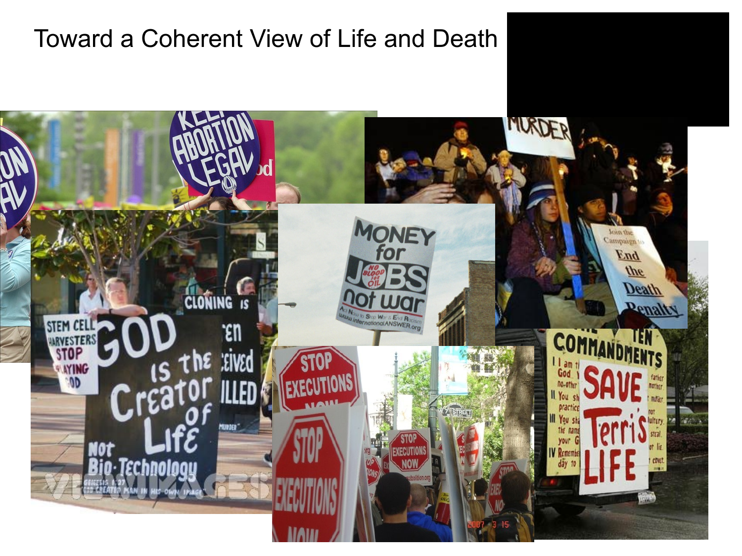# Toward a Coherent View of Life and Death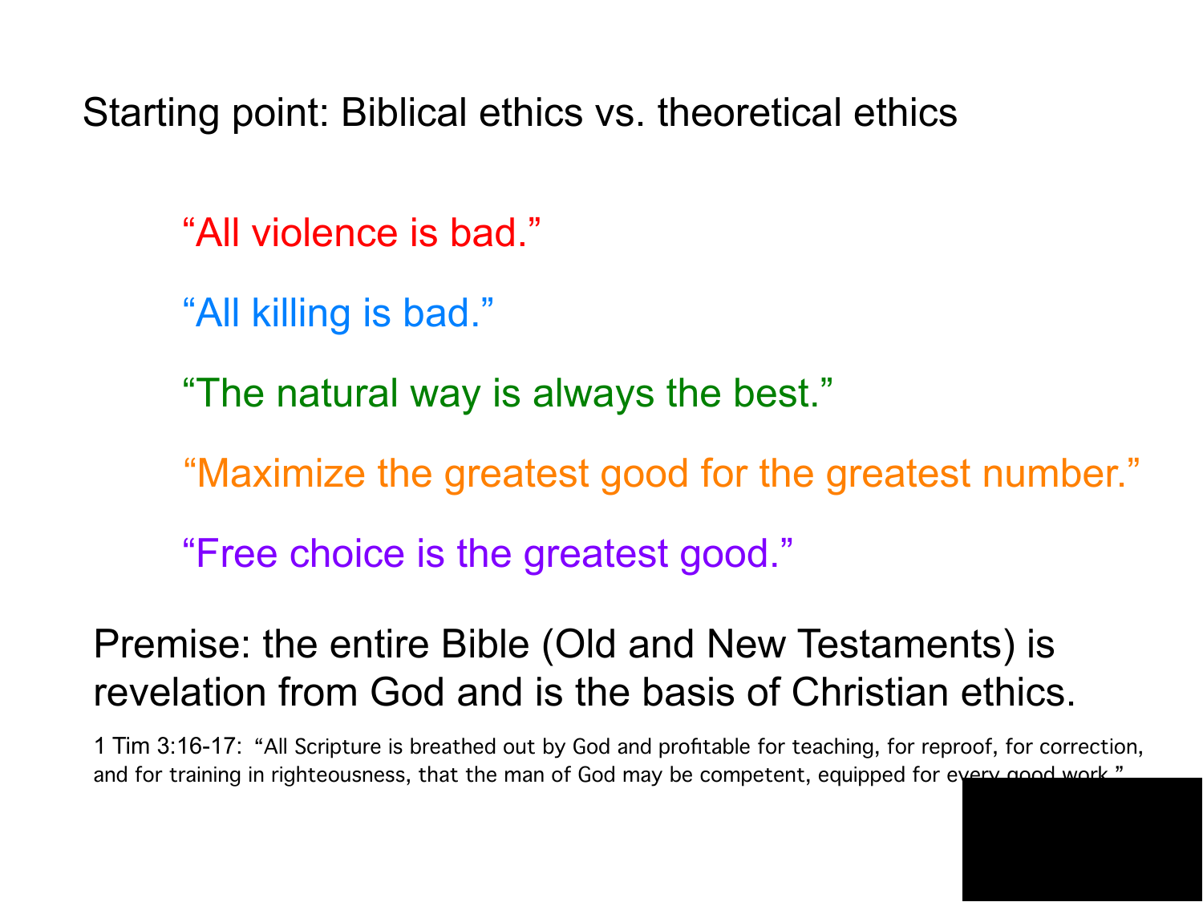# Starting point: Biblical ethics vs. theoretical ethics

"All violence is bad."

"All killing is bad."

"The natural way is always the best."

"Maximize the greatest good for the greatest number."

"Free choice is the greatest good."

Premise: the entire Bible (Old and New Testaments) is revelation from God and is the basis of Christian ethics.

1 Tim 3:16-17: "All Scripture is breathed out by God and profitable for teaching, for reproof, for correction, and for training in righteousness, that the man of God may be competent, equipped for every good work."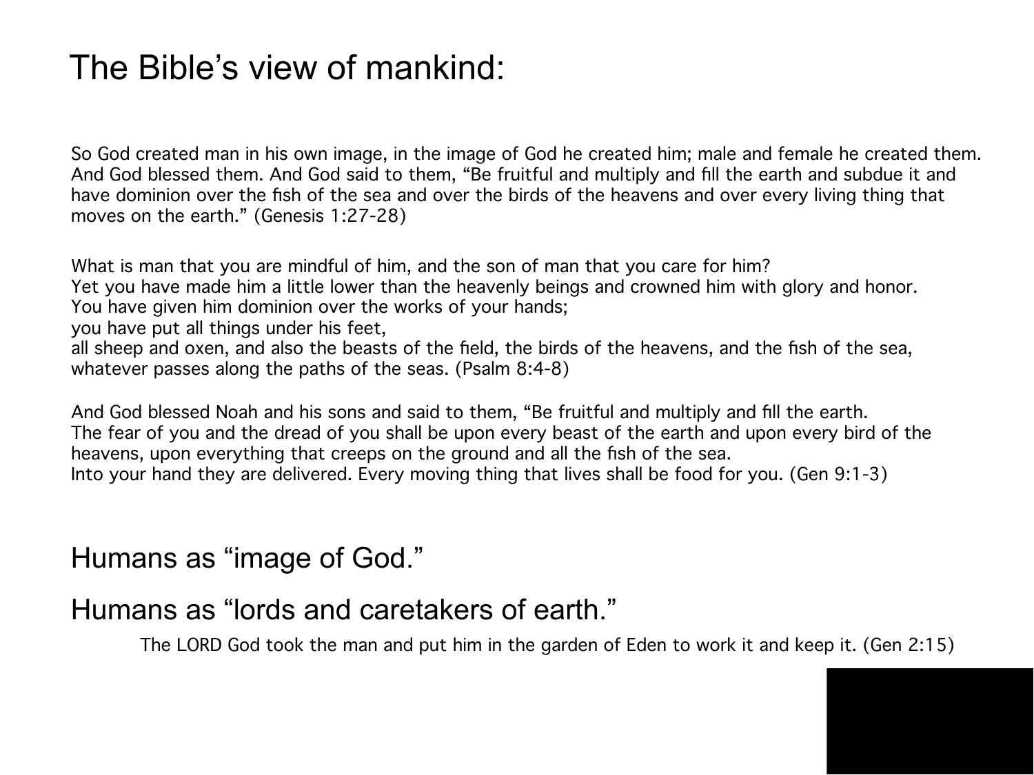# The Bible's view of mankind:

So God created man in his own image, in the image of God he created him; male and female he created them. And God blessed them. And God said to them, "Be fruitful and multiply and fill the earth and subdue it and have dominion over the fish of the sea and over the birds of the heavens and over every living thing that moves on the earth." (Genesis 1:27-28)

What is man that you are mindful of him, and the son of man that you care for him?
Yet you have made him a little lower than the heavenly beings and crowned him with glory and honor.
You have given him dominion over the works of your hands;
you have put all things under his feet,
all sheep and oxen, and also the beasts of the field, the birds of the heavens, and the fish of the sea, whatever passes along the paths of the seas. (Psalm 8:4-8)

And God blessed Noah and his sons and said to them, "Be fruitful and multiply and fill the earth.
The fear of you and the dread of you shall be upon every beast of the earth and upon every bird of the heavens, upon everything that creeps on the ground and all the fish of the sea.
Into your hand they are delivered. Every moving thing that lives shall be food for you. (Gen 9:1-3)

## Humans as "image of God."

## Humans as "lords and caretakers of earth."

The LORD God took the man and put him in the garden of Eden to work it and keep it. (Gen 2:15)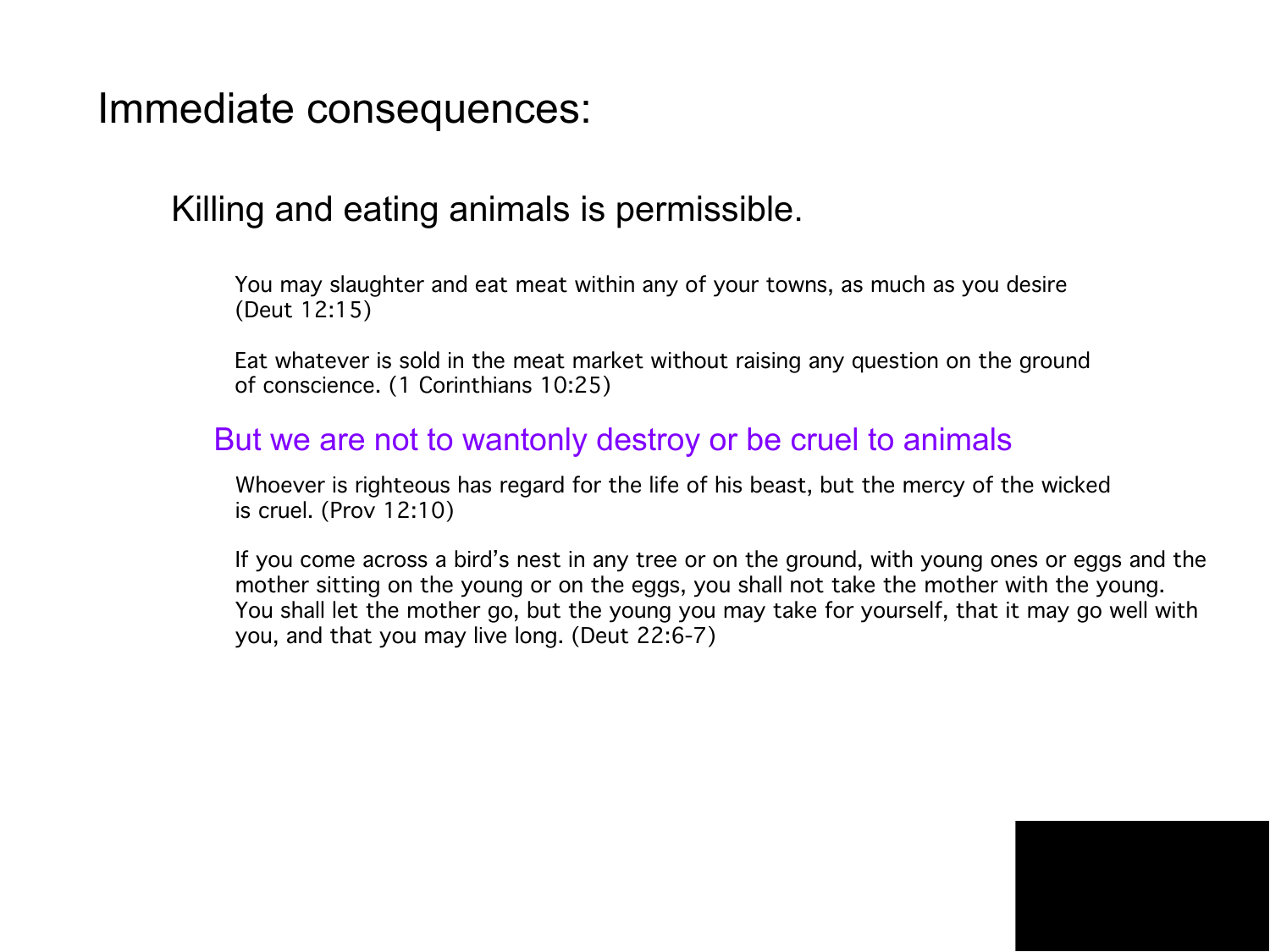# Immediate consequences:

## Killing and eating animals is permissible.

You may slaughter and eat meat within any of your towns, as much as you desire (Deut 12:15)

Eat whatever is sold in the meat market without raising any question on the ground of conscience. (1 Corinthians 10:25)

### But we are not to wantonly destroy or be cruel to animals

Whoever is righteous has regard for the life of his beast, but the mercy of the wicked is cruel. (Prov 12:10)

If you come across a bird's nest in any tree or on the ground, with young ones or eggs and the mother sitting on the young or on the eggs, you shall not take the mother with the young. You shall let the mother go, but the young you may take for yourself, that it may go well with you, and that you may live long. (Deut 22:6-7)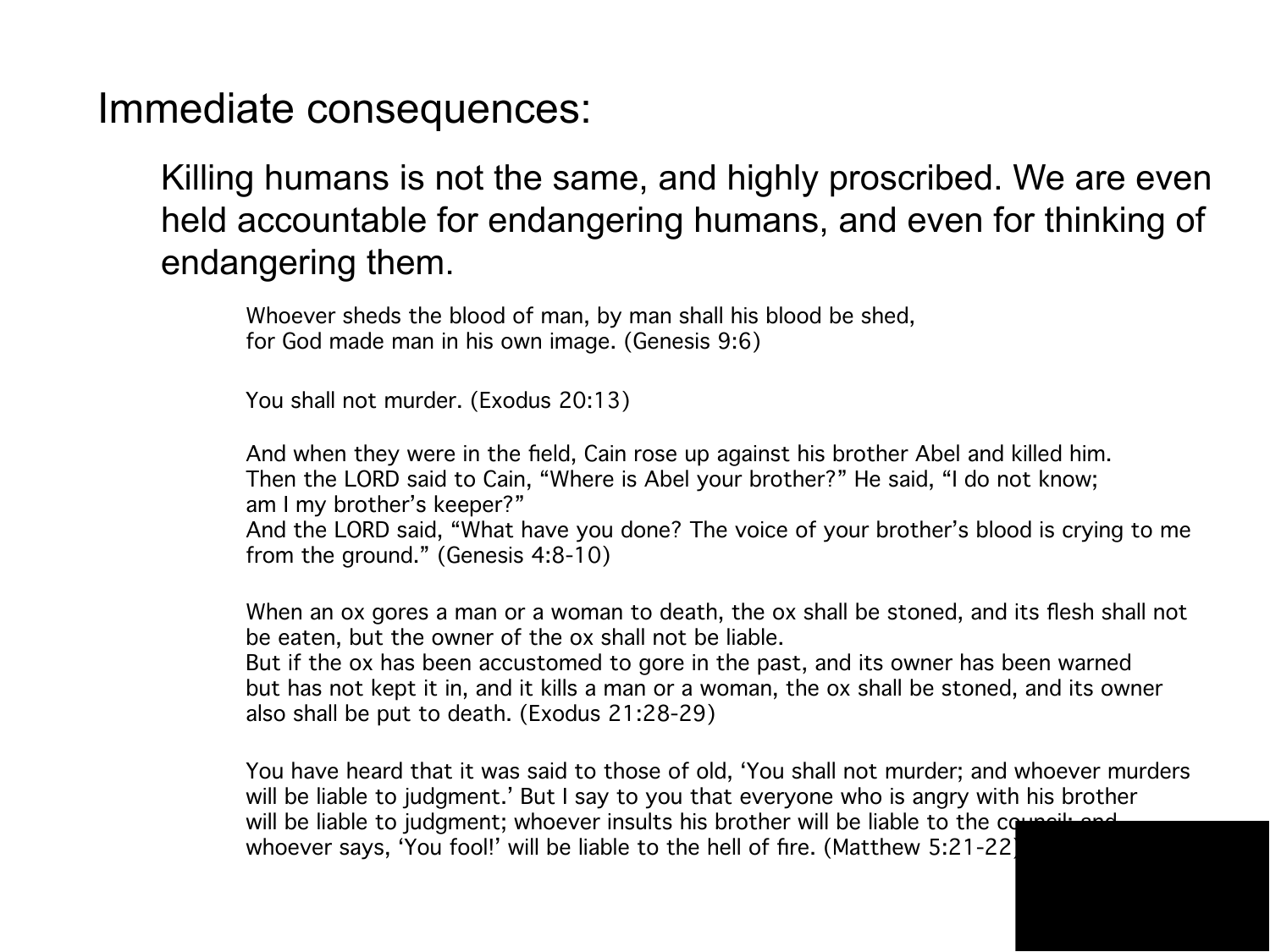# Immediate consequences:

Killing humans is not the same, and highly proscribed. We are even held accountable for endangering humans, and even for thinking of endangering them.

> Whoever sheds the blood of man, by man shall his blood be shed,
> for God made man in his own image. (Genesis 9:6)

> You shall not murder. (Exodus 20:13)

> And when they were in the field, Cain rose up against his brother Abel and killed him.
> Then the LORD said to Cain, "Where is Abel your brother?" He said, "I do not know;
> am I my brother's keeper?"
> And the LORD said, "What have you done? The voice of your brother's blood is crying to me from the ground." (Genesis 4:8-10)

> When an ox gores a man or a woman to death, the ox shall be stoned, and its flesh shall not be eaten, but the owner of the ox shall not be liable.
> But if the ox has been accustomed to gore in the past, and its owner has been warned but has not kept it in, and it kills a man or a woman, the ox shall be stoned, and its owner also shall be put to death. (Exodus 21:28-29)

> You have heard that it was said to those of old, 'You shall not murder; and whoever murders will be liable to judgment.' But I say to you that everyone who is angry with his brother will be liable to judgment; whoever insults his brother will be liable to the council; and whoever says, 'You fool!' will be liable to the hell of fire. (Matthew 5:21-22)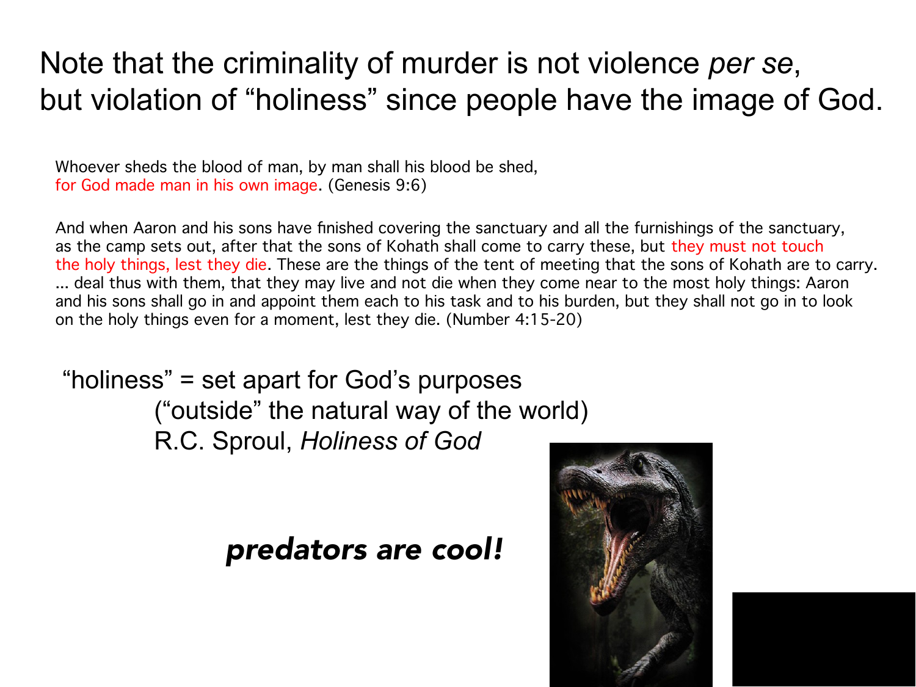# Note that the criminality of murder is not violence *per se*, but violation of "holiness" since people have the image of God.

Whoever sheds the blood of man, by man shall his blood be shed,
for God made man in his own image. (Genesis 9:6)

And when Aaron and his sons have finished covering the sanctuary and all the furnishings of the sanctuary, as the camp sets out, after that the sons of Kohath shall come to carry these, but they must not touch the holy things, lest they die. These are the things of the tent of meeting that the sons of Kohath are to carry. ... deal thus with them, that they may live and not die when they come near to the most holy things: Aaron and his sons shall go in and appoint them each to his task and to his burden, but they shall not go in to look on the holy things even for a moment, lest they die. (Number 4:15-20)

"holiness" = set apart for God's purposes
("outside" the natural way of the world)
R.C. Sproul, *Holiness of God*

***predators are cool!***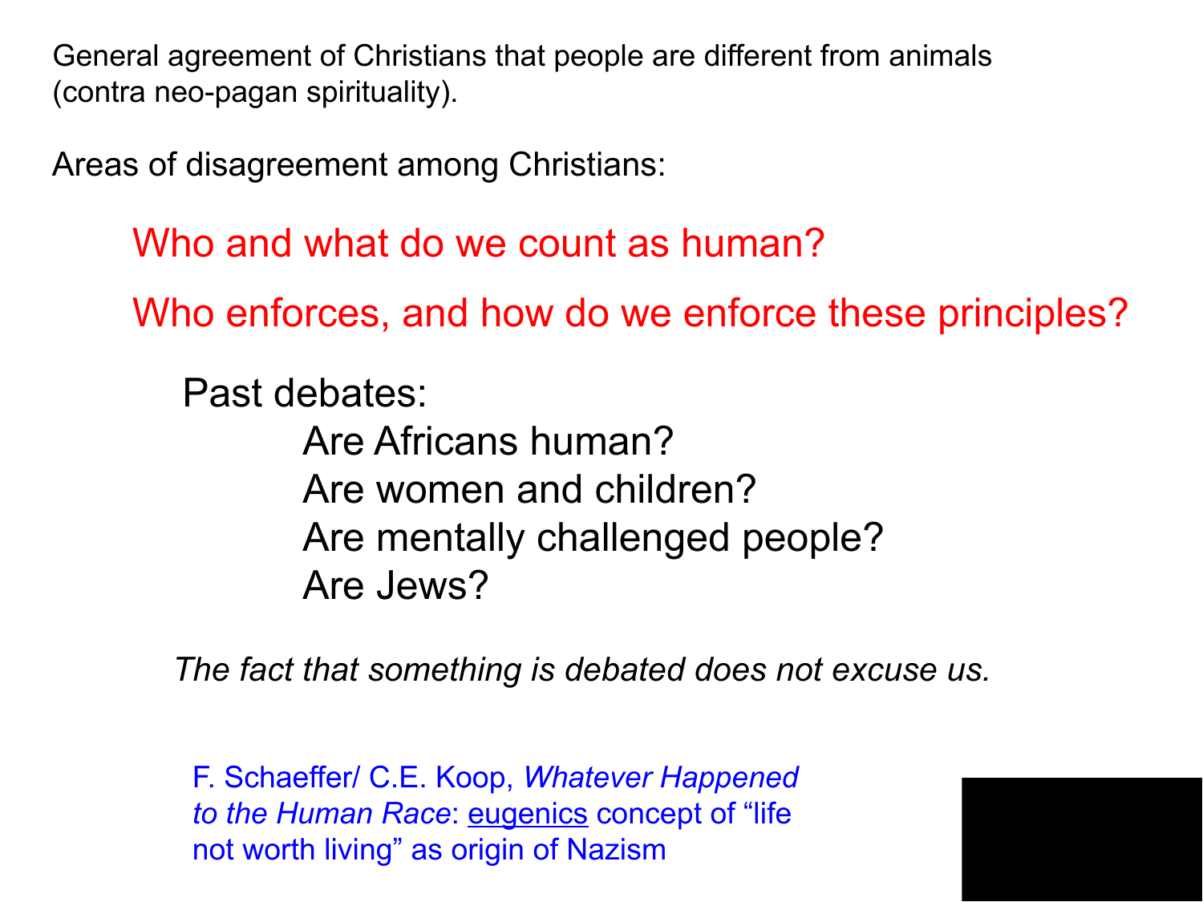General agreement of Christians that people are different from animals (contra neo-pagan spirituality).

Areas of disagreement among Christians:

Who and what do we count as human?

Who enforces, and how do we enforce these principles?

Past debates:

- Are Africans human?
- Are women and children?
- Are mentally challenged people?
- Are Jews?

*The fact that something is debated does not excuse us.*

F. Schaeffer/ C.E. Koop, *Whatever Happened to the Human Race*: eugenics concept of "life not worth living" as origin of Nazism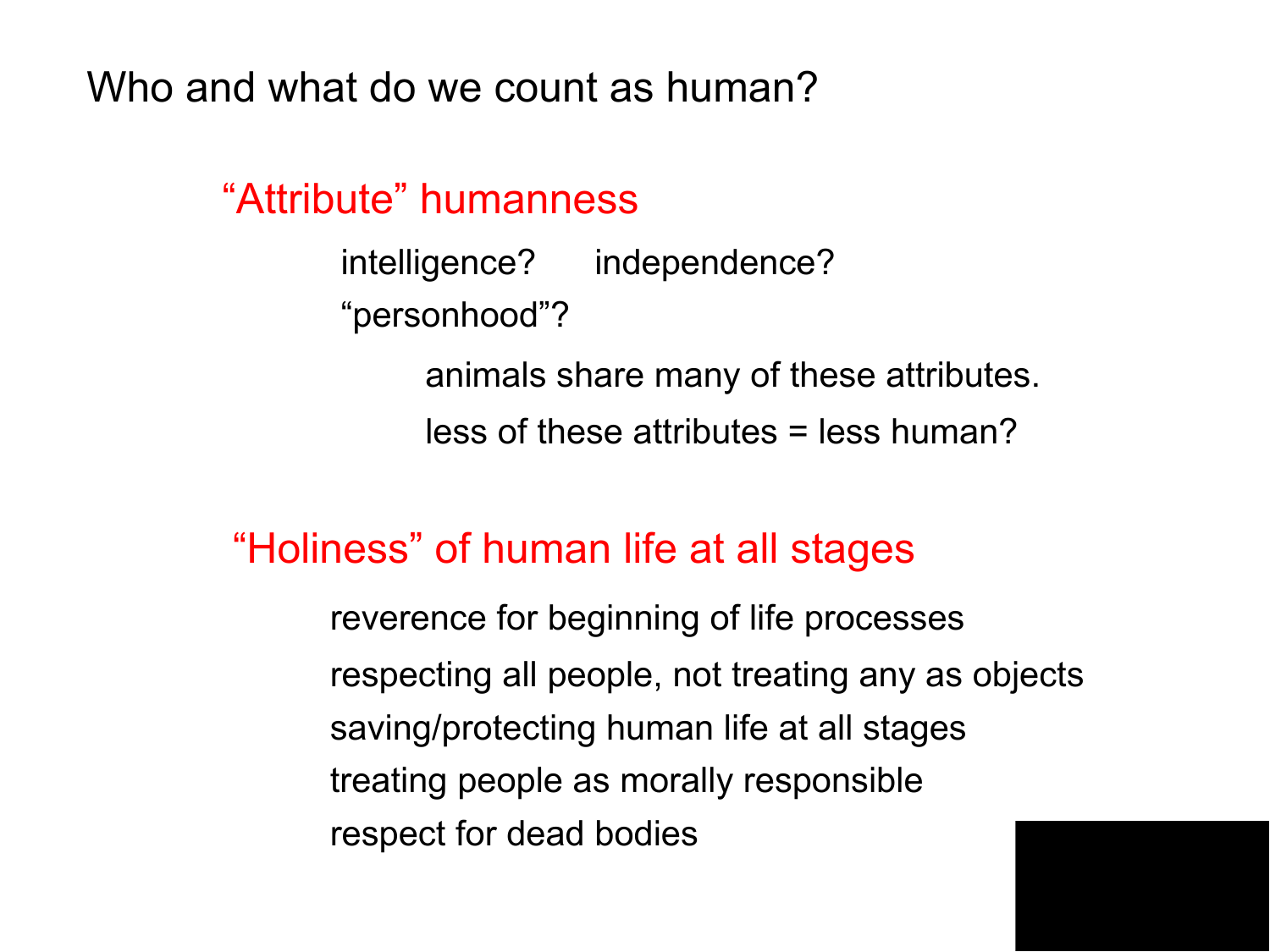# Who and what do we count as human?

## "Attribute" humanness

- intelligence?
- independence?
- "personhood"?
  - animals share many of these attributes.
  - less of these attributes = less human?

## "Holiness" of human life at all stages

- reverence for beginning of life processes
- respecting all people, not treating any as objects
- saving/protecting human life at all stages
- treating people as morally responsible
- respect for dead bodies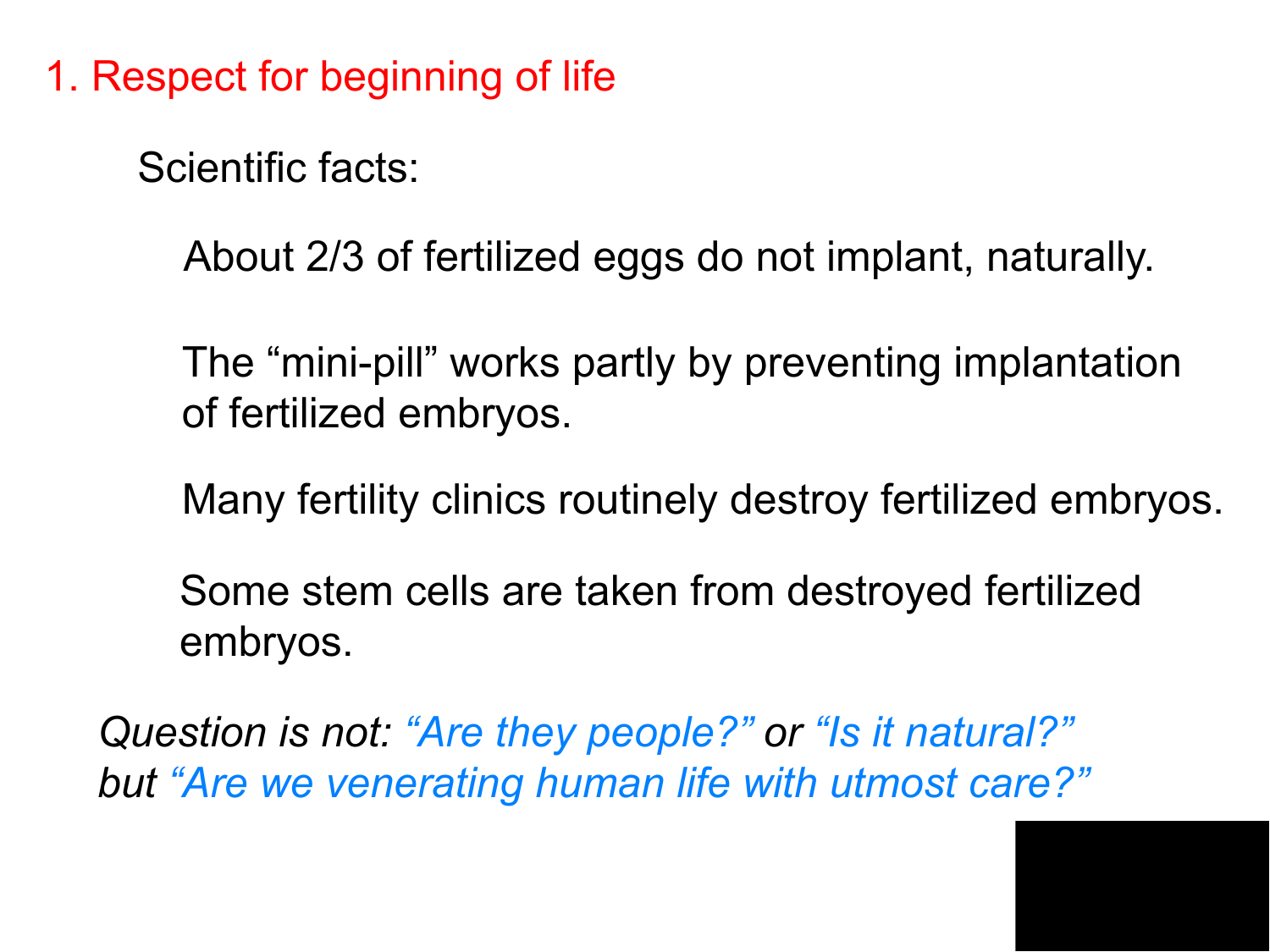## 1. Respect for beginning of life

Scientific facts:

About 2/3 of fertilized eggs do not implant, naturally.

The "mini-pill" works partly by preventing implantation of fertilized embryos.

Many fertility clinics routinely destroy fertilized embryos.

Some stem cells are taken from destroyed fertilized embryos.

*Question is not: "Are they people?" or "Is it natural?" but "Are we venerating human life with utmost care?"*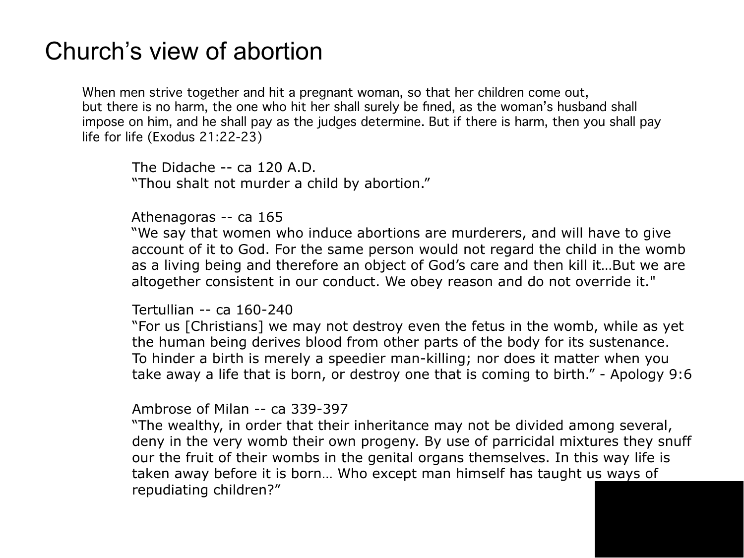# Church's view of abortion

When men strive together and hit a pregnant woman, so that her children come out, but there is no harm, the one who hit her shall surely be fined, as the woman's husband shall impose on him, and he shall pay as the judges determine. But if there is harm, then you shall pay life for life (Exodus 21:22-23)

The Didache -- ca 120 A.D.
"Thou shalt not murder a child by abortion."

Athenagoras -- ca 165
"We say that women who induce abortions are murderers, and will have to give account of it to God. For the same person would not regard the child in the womb as a living being and therefore an object of God's care and then kill it…But we are altogether consistent in our conduct. We obey reason and do not override it."

Tertullian -- ca 160-240
"For us [Christians] we may not destroy even the fetus in the womb, while as yet the human being derives blood from other parts of the body for its sustenance. To hinder a birth is merely a speedier man-killing; nor does it matter when you take away a life that is born, or destroy one that is coming to birth." - Apology 9:6

Ambrose of Milan -- ca 339-397
"The wealthy, in order that their inheritance may not be divided among several, deny in the very womb their own progeny. By use of parricidal mixtures they snuff our the fruit of their wombs in the genital organs themselves. In this way life is taken away before it is born… Who except man himself has taught us ways of repudiating children?"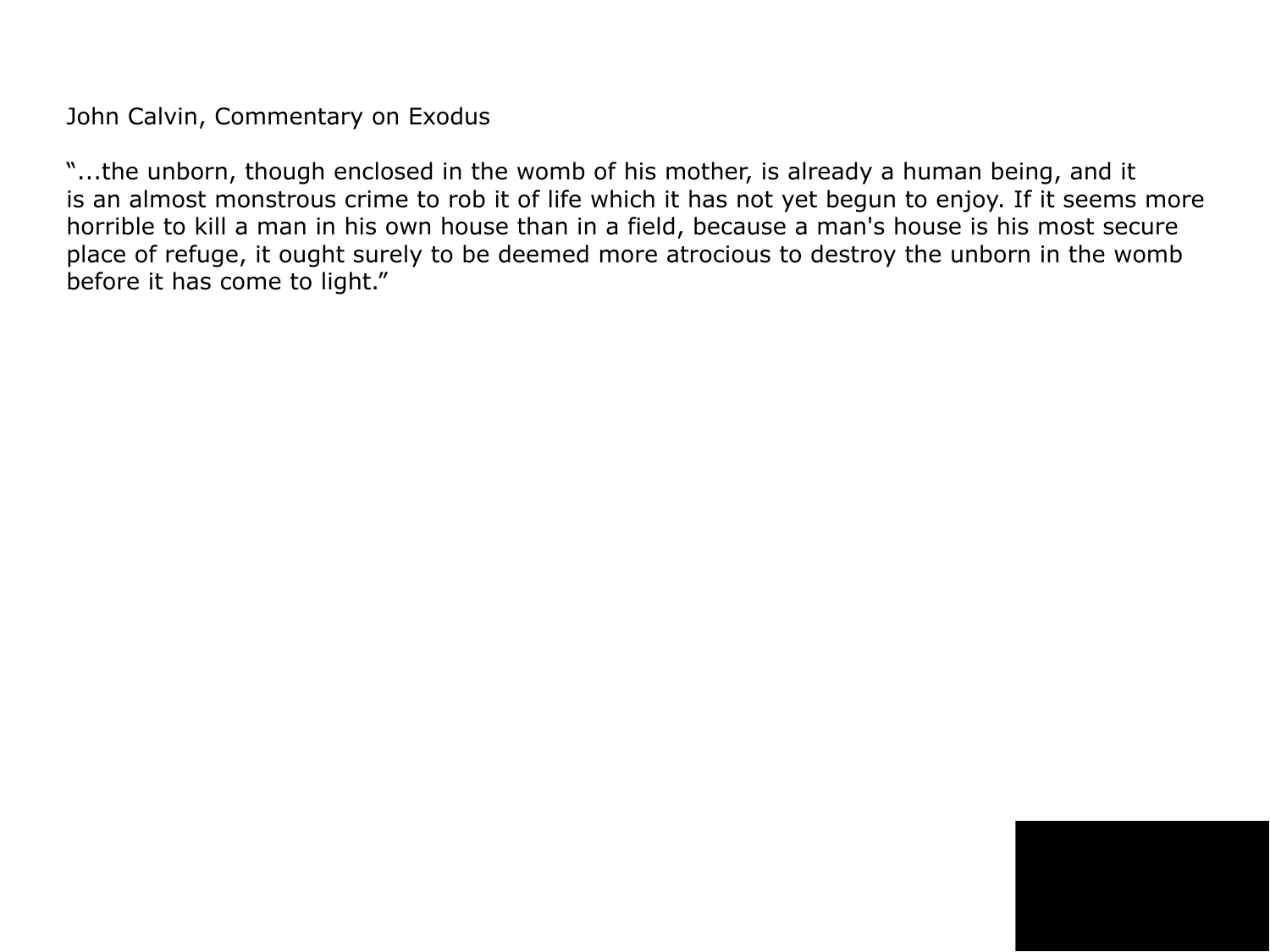John Calvin, Commentary on Exodus

"...the unborn, though enclosed in the womb of his mother, is already a human being, and it is an almost monstrous crime to rob it of life which it has not yet begun to enjoy. If it seems more horrible to kill a man in his own house than in a field, because a man's house is his most secure place of refuge, it ought surely to be deemed more atrocious to destroy the unborn in the womb before it has come to light."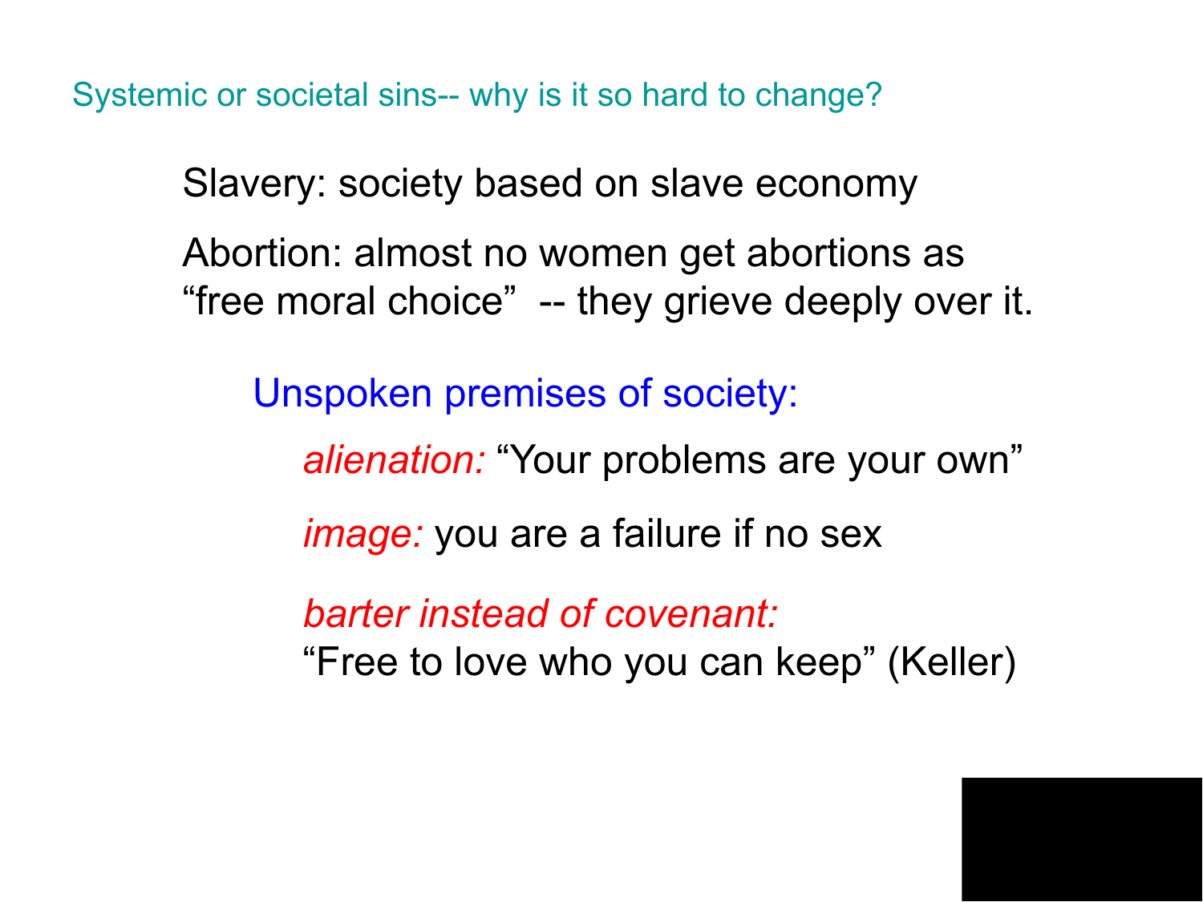## Systemic or societal sins-- why is it so hard to change?

Slavery: society based on slave economy

Abortion: almost no women get abortions as "free moral choice" -- they grieve deeply over it.

### Unspoken premises of society:

- *alienation:* "Your problems are your own"
- *image:* you are a failure if no sex
- *barter instead of covenant:* "Free to love who you can keep" (Keller)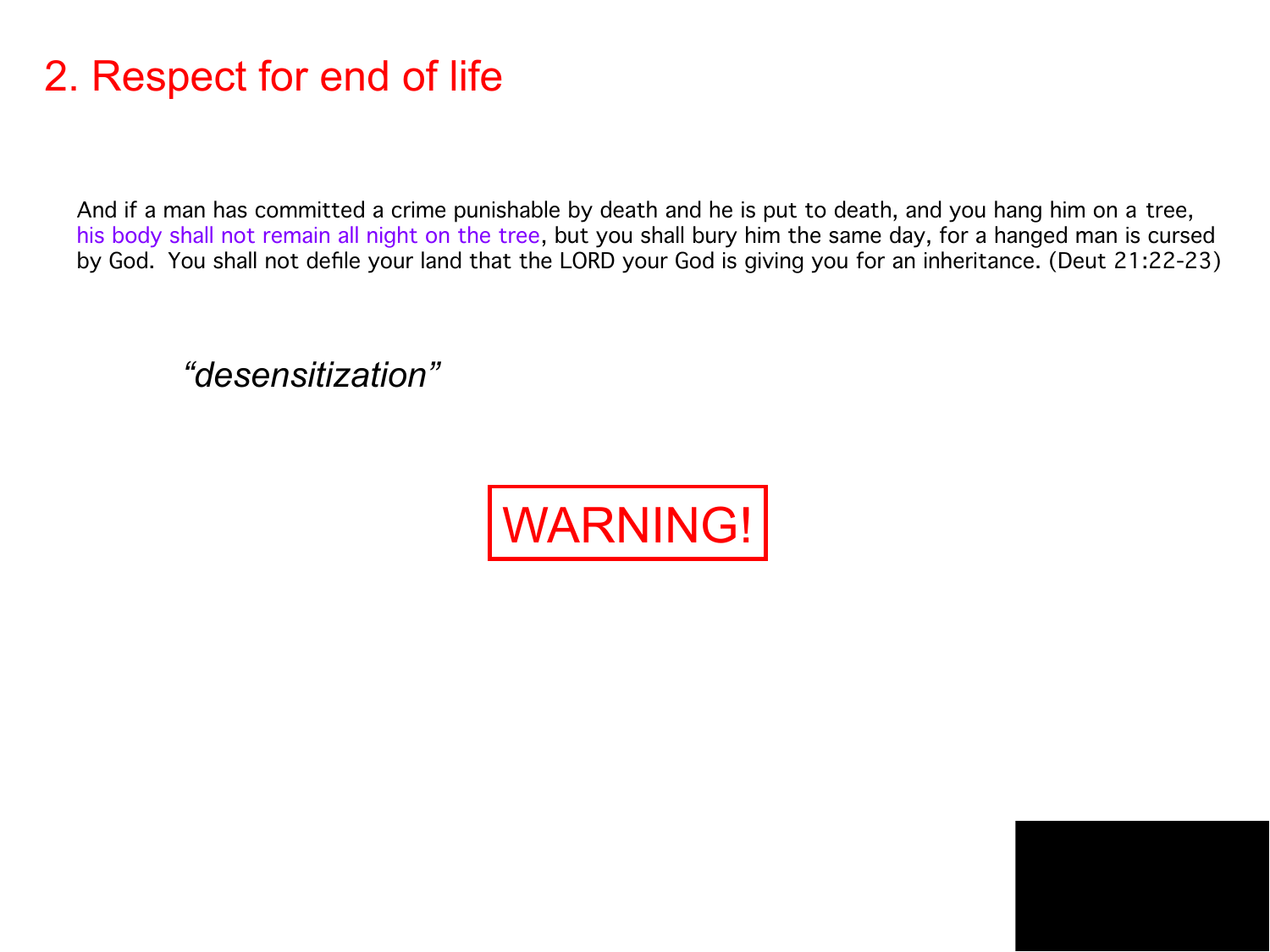# 2. Respect for end of life

And if a man has committed a crime punishable by death and he is put to death, and you hang him on a tree, his body shall not remain all night on the tree, but you shall bury him the same day, for a hanged man is cursed by God. You shall not defile your land that the LORD your God is giving you for an inheritance. (Deut 21:22-23)

*"desensitization"*

WARNING!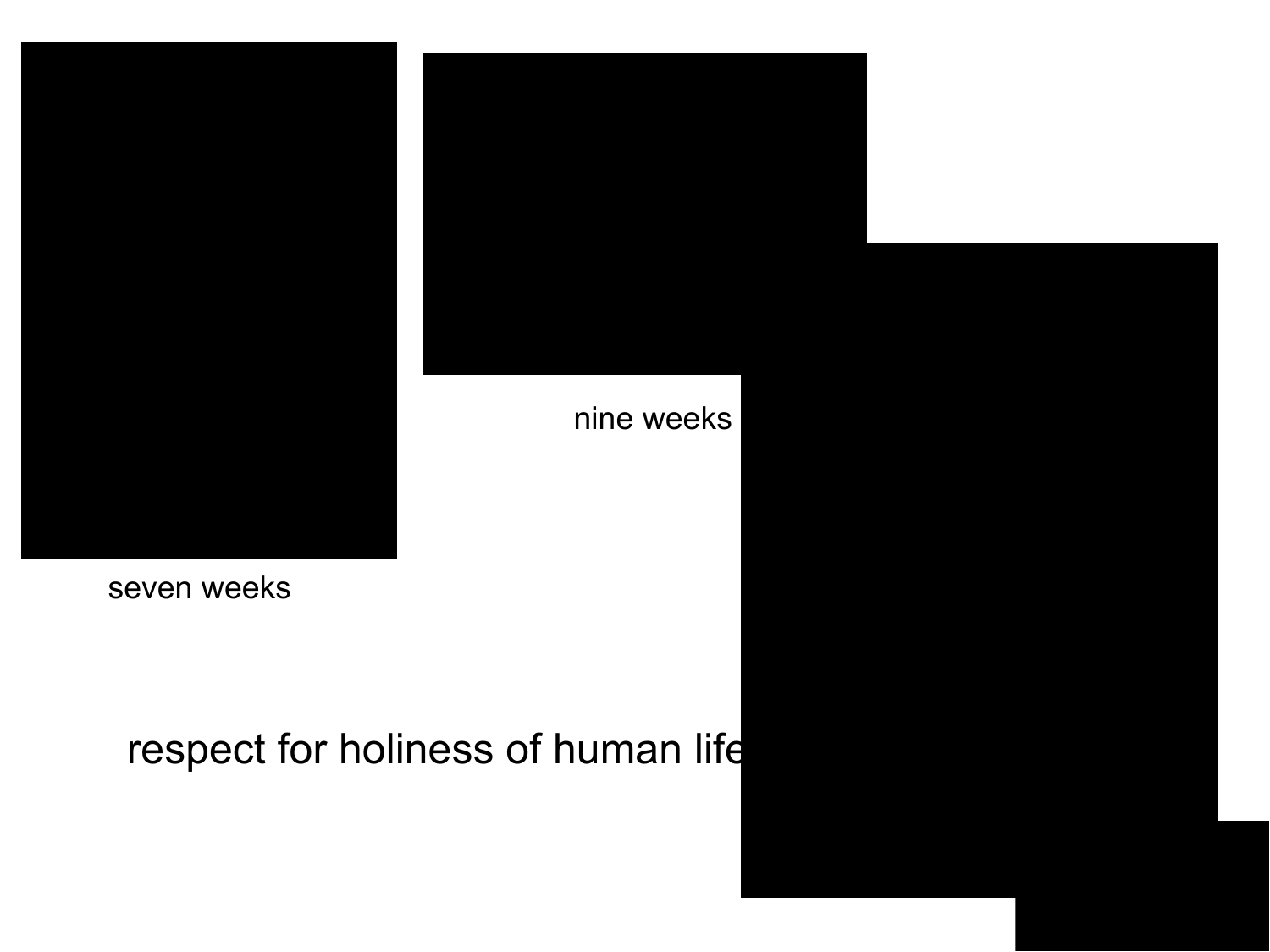seven weeks

nine weeks

respect for holiness of human life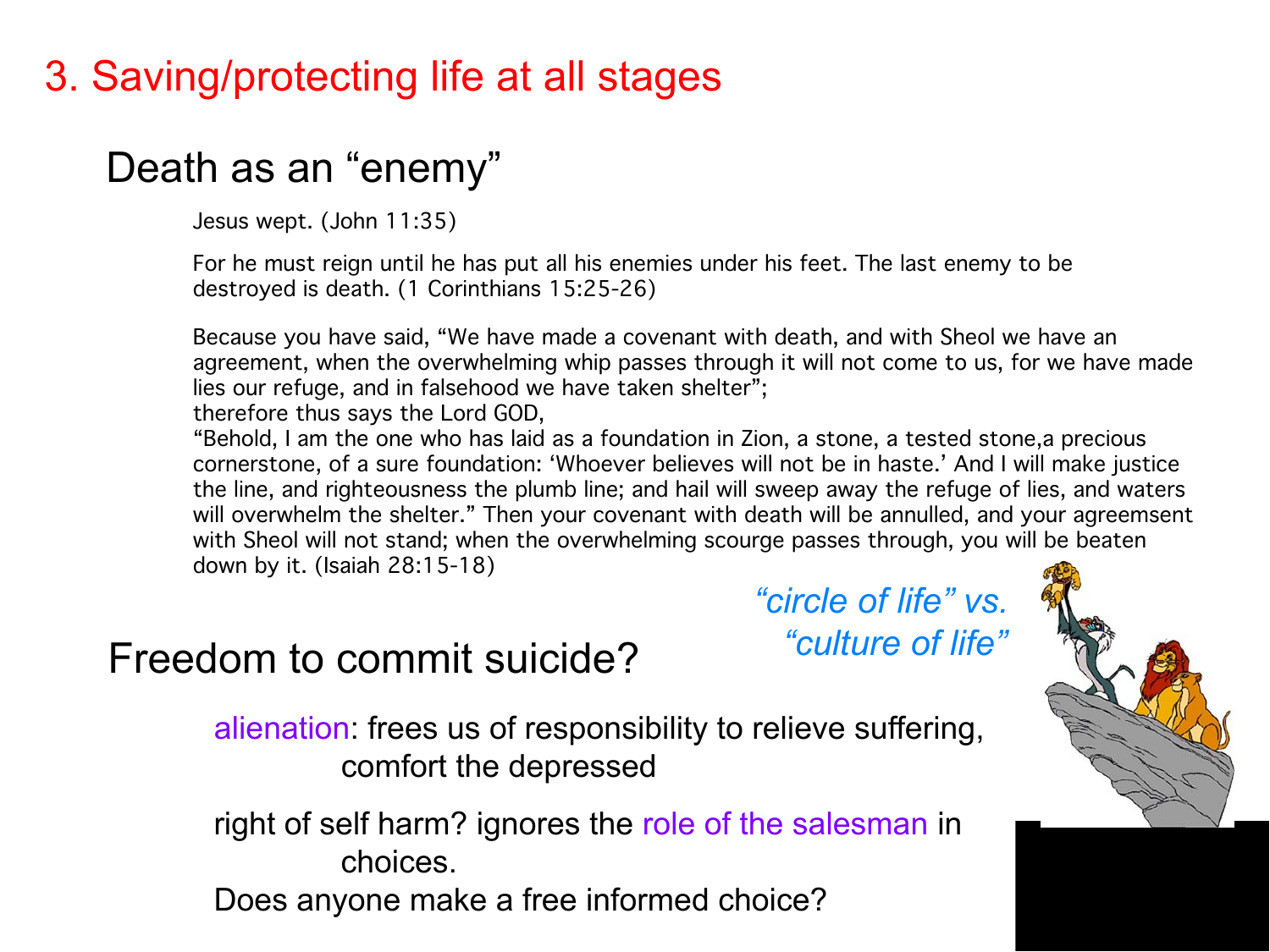# 3. Saving/protecting life at all stages

## Death as an "enemy"

Jesus wept. (John 11:35)

For he must reign until he has put all his enemies under his feet. The last enemy to be destroyed is death. (1 Corinthians 15:25-26)

Because you have said, "We have made a covenant with death, and with Sheol we have an agreement, when the overwhelming whip passes through it will not come to us, for we have made lies our refuge, and in falsehood we have taken shelter";
therefore thus says the Lord GOD,
"Behold, I am the one who has laid as a foundation in Zion, a stone, a tested stone,a precious cornerstone, of a sure foundation: 'Whoever believes will not be in haste.' And I will make justice the line, and righteousness the plumb line; and hail will sweep away the refuge of lies, and waters will overwhelm the shelter." Then your covenant with death will be annulled, and your agreemsent with Sheol will not stand; when the overwhelming scourge passes through, you will be beaten down by it. (Isaiah 28:15-18)

*"circle of life" vs. "culture of life"*

## Freedom to commit suicide?

alienation: frees us of responsibility to relieve suffering, comfort the depressed

right of self harm? ignores the role of the salesman in choices.

Does anyone make a free informed choice?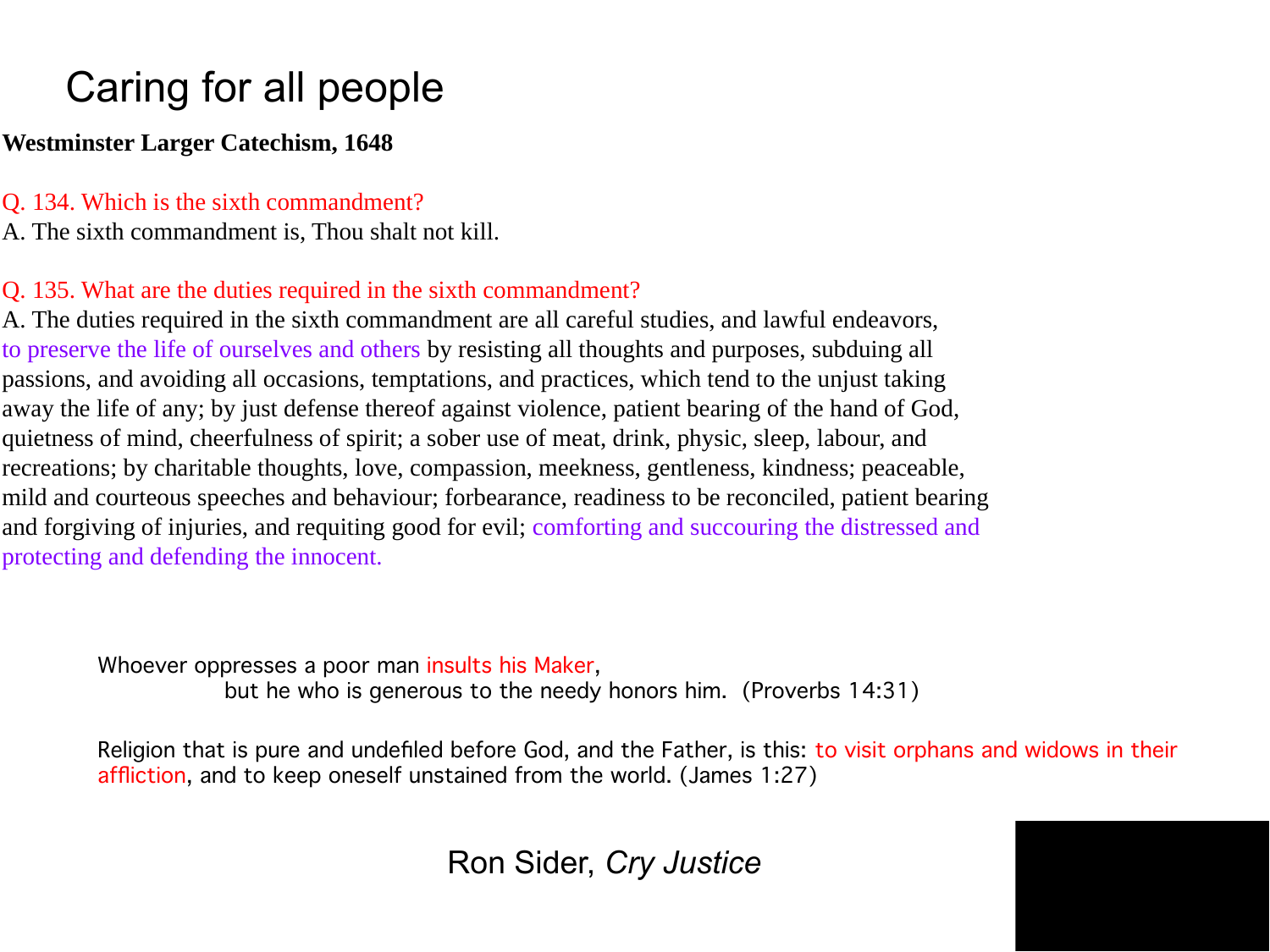# Caring for all people

**Westminster Larger Catechism, 1648**

Q. 134. Which is the sixth commandment?
A. The sixth commandment is, Thou shalt not kill.

Q. 135. What are the duties required in the sixth commandment?
A. The duties required in the sixth commandment are all careful studies, and lawful endeavors, to preserve the life of ourselves and others by resisting all thoughts and purposes, subduing all passions, and avoiding all occasions, temptations, and practices, which tend to the unjust taking away the life of any; by just defense thereof against violence, patient bearing of the hand of God, quietness of mind, cheerfulness of spirit; a sober use of meat, drink, physic, sleep, labour, and recreations; by charitable thoughts, love, compassion, meekness, gentleness, kindness; peaceable, mild and courteous speeches and behaviour; forbearance, readiness to be reconciled, patient bearing and forgiving of injuries, and requiting good for evil; comforting and succouring the distressed and protecting and defending the innocent.

> Whoever oppresses a poor man insults his Maker,
> but he who is generous to the needy honors him. (Proverbs 14:31)
>
> Religion that is pure and undefiled before God, and the Father, is this: to visit orphans and widows in their affliction, and to keep oneself unstained from the world. (James 1:27)

Ron Sider, *Cry Justice*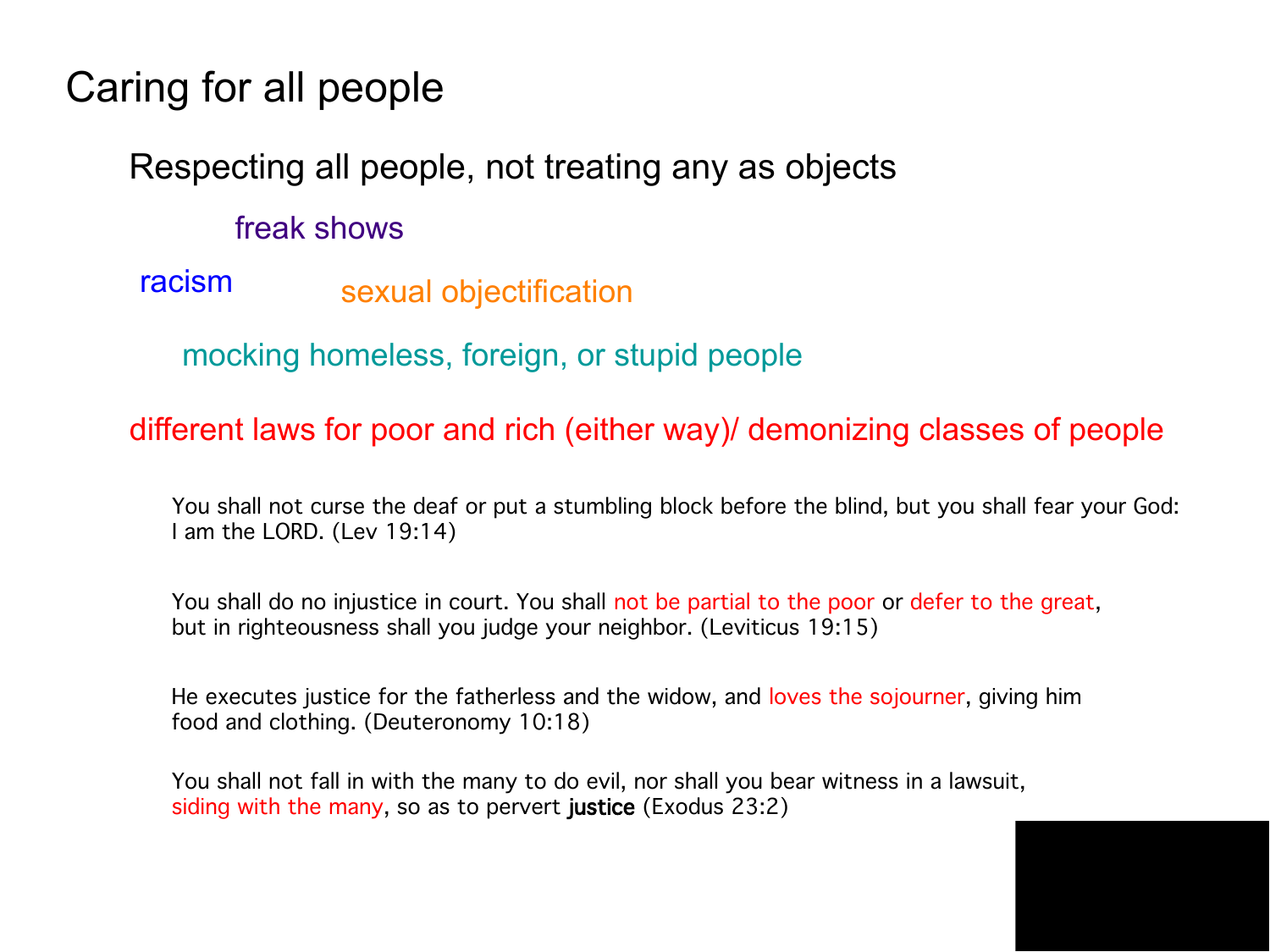# Caring for all people

## Respecting all people, not treating any as objects

freak shows

racism

sexual objectification

mocking homeless, foreign, or stupid people

different laws for poor and rich (either way)/ demonizing classes of people

You shall not curse the deaf or put a stumbling block before the blind, but you shall fear your God: I am the LORD. (Lev 19:14)

You shall do no injustice in court. You shall not be partial to the poor or defer to the great, but in righteousness shall you judge your neighbor. (Leviticus 19:15)

He executes justice for the fatherless and the widow, and loves the sojourner, giving him food and clothing. (Deuteronomy 10:18)

You shall not fall in with the many to do evil, nor shall you bear witness in a lawsuit, siding with the many, so as to pervert justice (Exodus 23:2)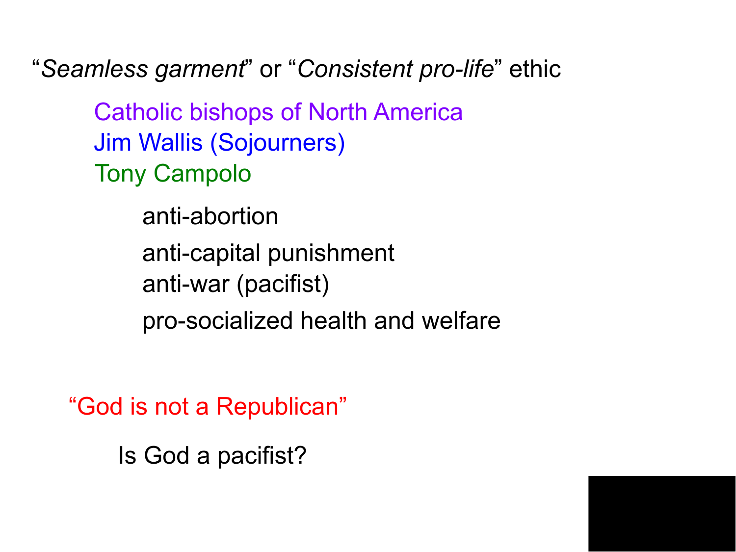"*Seamless garment*" or "*Consistent pro-life*" ethic

Catholic bishops of North America
Jim Wallis (Sojourners)
Tony Campolo

- anti-abortion
- anti-capital punishment
- anti-war (pacifist)
- pro-socialized health and welfare

"God is not a Republican"

Is God a pacifist?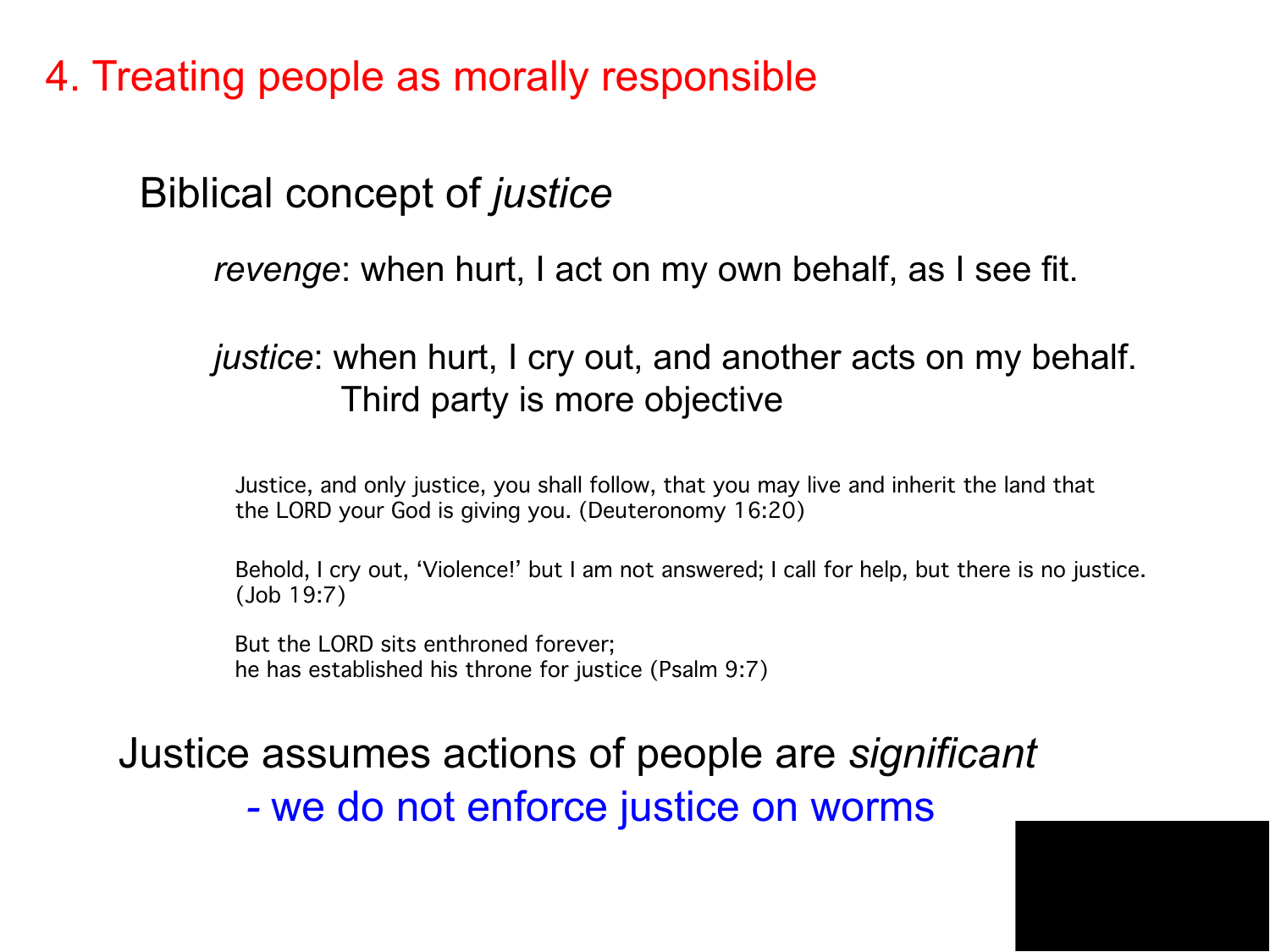# 4. Treating people as morally responsible

## Biblical concept of *justice*

*revenge*: when hurt, I act on my own behalf, as I see fit.

*justice*: when hurt, I cry out, and another acts on my behalf.
Third party is more objective

Justice, and only justice, you shall follow, that you may live and inherit the land that the LORD your God is giving you. (Deuteronomy 16:20)

Behold, I cry out, ‘Violence!’ but I am not answered; I call for help, but there is no justice. (Job 19:7)

But the LORD sits enthroned forever;
he has established his throne for justice (Psalm 9:7)

Justice assumes actions of people are *significant*

- we do not enforce justice on worms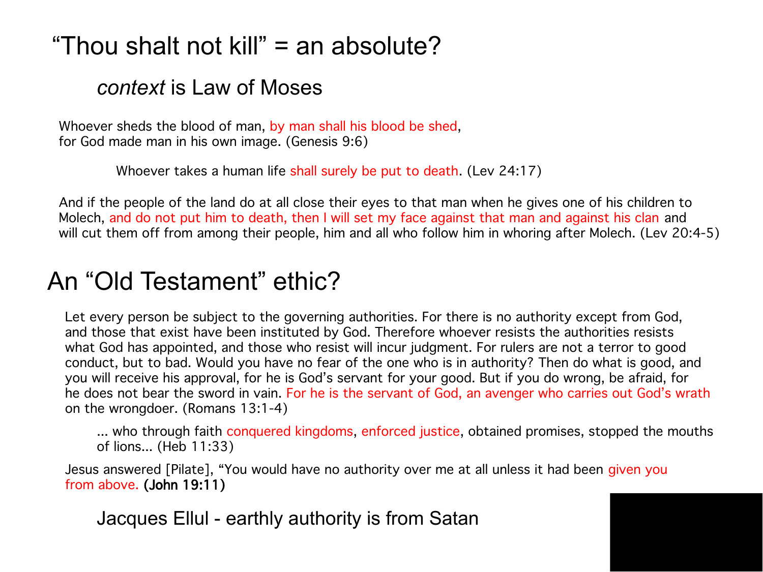# “Thou shalt not kill” = an absolute?

## *context* is Law of Moses

Whoever sheds the blood of man, by man shall his blood be shed,
for God made man in his own image. (Genesis 9:6)

Whoever takes a human life shall surely be put to death. (Lev 24:17)

And if the people of the land do at all close their eyes to that man when he gives one of his children to Molech, and do not put him to death, then I will set my face against that man and against his clan and will cut them off from among their people, him and all who follow him in whoring after Molech. (Lev 20:4-5)

# An “Old Testament” ethic?

Let every person be subject to the governing authorities. For there is no authority except from God, and those that exist have been instituted by God. Therefore whoever resists the authorities resists what God has appointed, and those who resist will incur judgment. For rulers are not a terror to good conduct, but to bad. Would you have no fear of the one who is in authority? Then do what is good, and you will receive his approval, for he is God’s servant for your good. But if you do wrong, be afraid, for he does not bear the sword in vain. For he is the servant of God, an avenger who carries out God’s wrath on the wrongdoer. (Romans 13:1-4)

... who through faith conquered kingdoms, enforced justice, obtained promises, stopped the mouths of lions... (Heb 11:33)

Jesus answered [Pilate], “You would have no authority over me at all unless it had been given you from above. **(John 19:11)**

Jacques Ellul - earthly authority is from Satan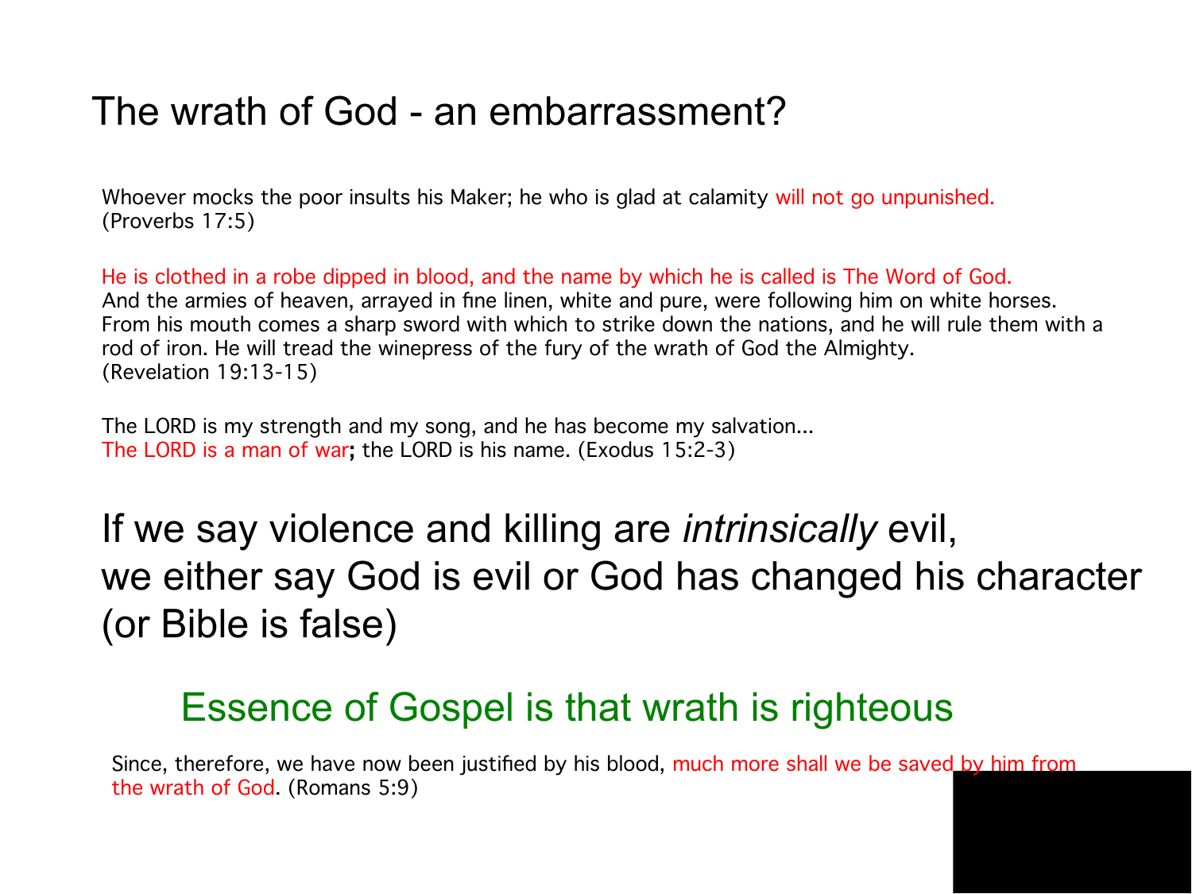# The wrath of God - an embarrassment?

Whoever mocks the poor insults his Maker; he who is glad at calamity will not go unpunished. (Proverbs 17:5)

He is clothed in a robe dipped in blood, and the name by which he is called is The Word of God. And the armies of heaven, arrayed in fine linen, white and pure, were following him on white horses. From his mouth comes a sharp sword with which to strike down the nations, and he will rule them with a rod of iron. He will tread the winepress of the fury of the wrath of God the Almighty. (Revelation 19:13-15)

The LORD is my strength and my song, and he has become my salvation... The LORD is a man of war**;** the LORD is his name. (Exodus 15:2-3)

## If we say violence and killing are *intrinsically* evil, we either say God is evil or God has changed his character (or Bible is false)

## Essence of Gospel is that wrath is righteous

Since, therefore, we have now been justified by his blood, much more shall we be saved by him from the wrath of God. (Romans 5:9)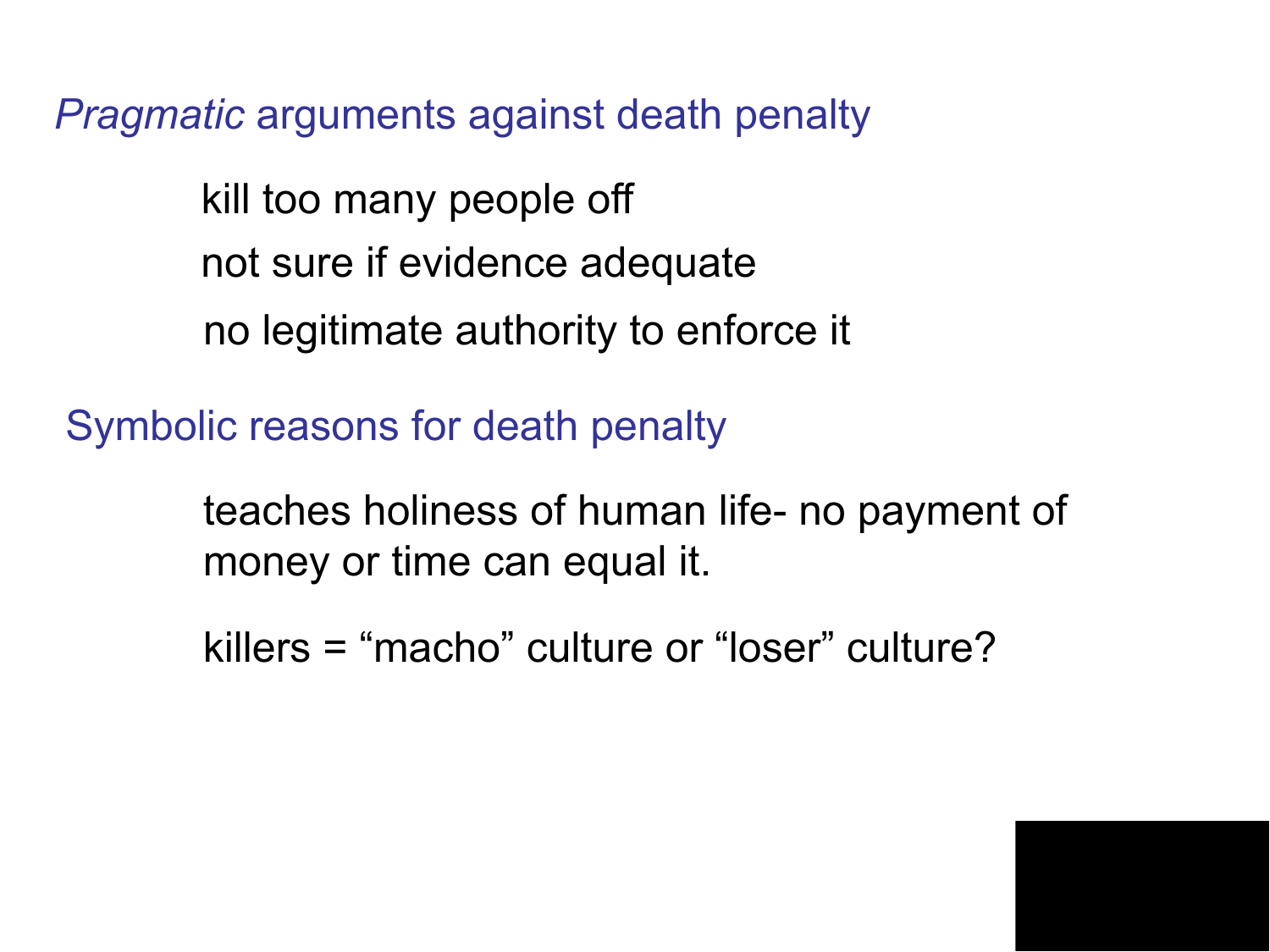## *Pragmatic* arguments against death penalty

kill too many people off

not sure if evidence adequate

no legitimate authority to enforce it

## Symbolic reasons for death penalty

teaches holiness of human life- no payment of money or time can equal it.

killers = “macho” culture or “loser” culture?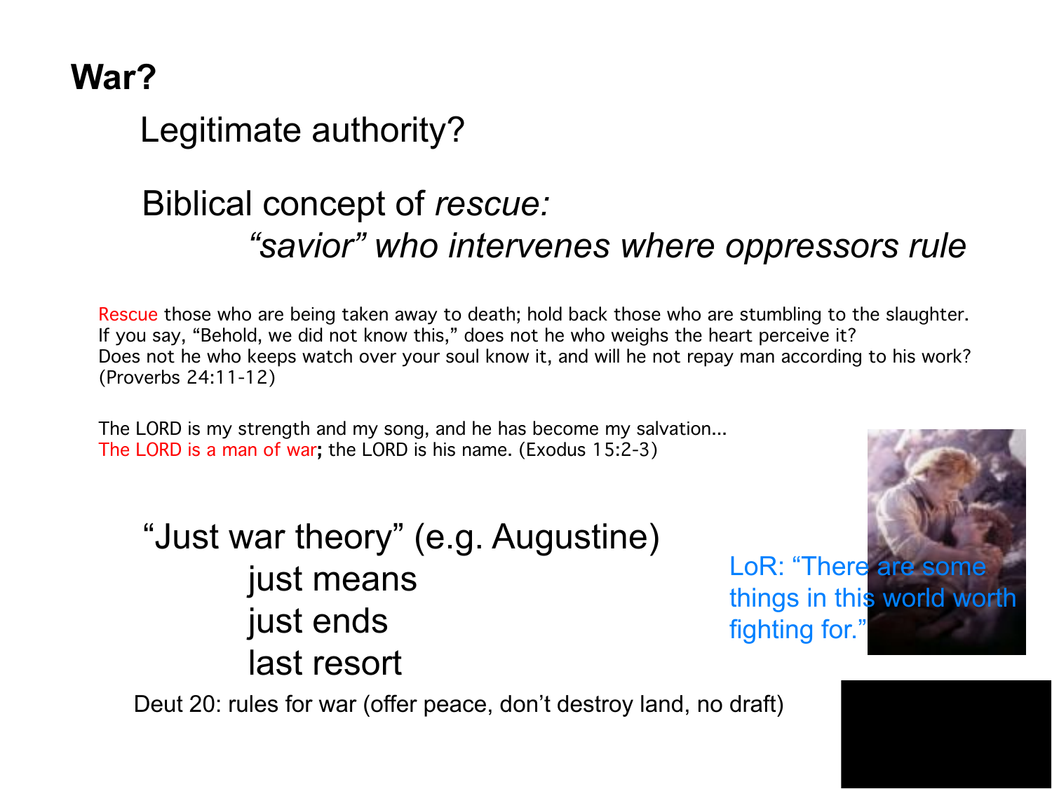# War?

Legitimate authority?

Biblical concept of *rescue:*

*"savior" who intervenes where oppressors rule*

Rescue those who are being taken away to death; hold back those who are stumbling to the slaughter.
If you say, "Behold, we did not know this," does not he who weighs the heart perceive it?
Does not he who keeps watch over your soul know it, and will he not repay man according to his work?
(Proverbs 24:11-12)

The LORD is my strength and my song, and he has become my salvation...
The LORD is a man of war**;** the LORD is his name. (Exodus 15:2-3)

"Just war theory" (e.g. Augustine)

- just means
- just ends
- last resort

LoR: "There are some things in this world worth fighting for."

Deut 20: rules for war (offer peace, don't destroy land, no draft)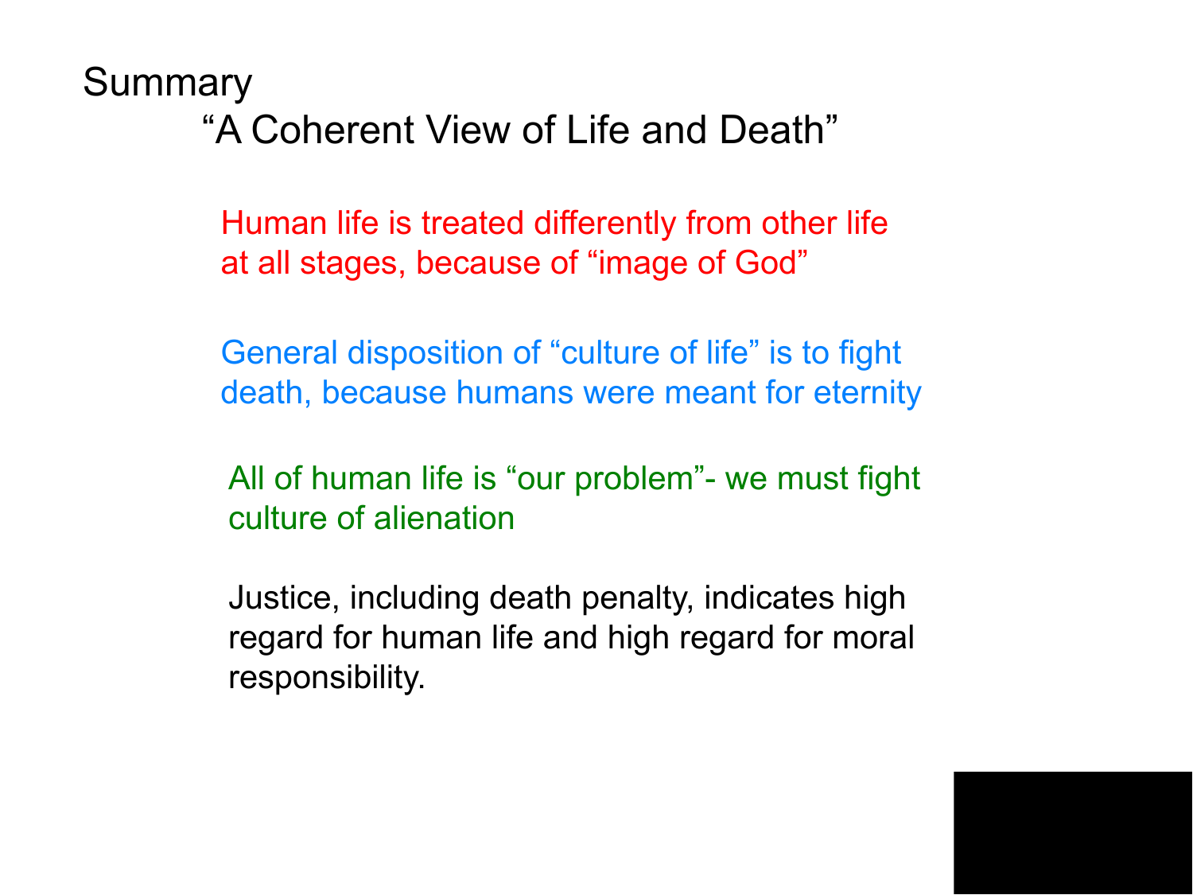# Summary

## "A Coherent View of Life and Death"

Human life is treated differently from other life at all stages, because of "image of God"

General disposition of "culture of life" is to fight death, because humans were meant for eternity

All of human life is "our problem"- we must fight culture of alienation

Justice, including death penalty, indicates high regard for human life and high regard for moral responsibility.